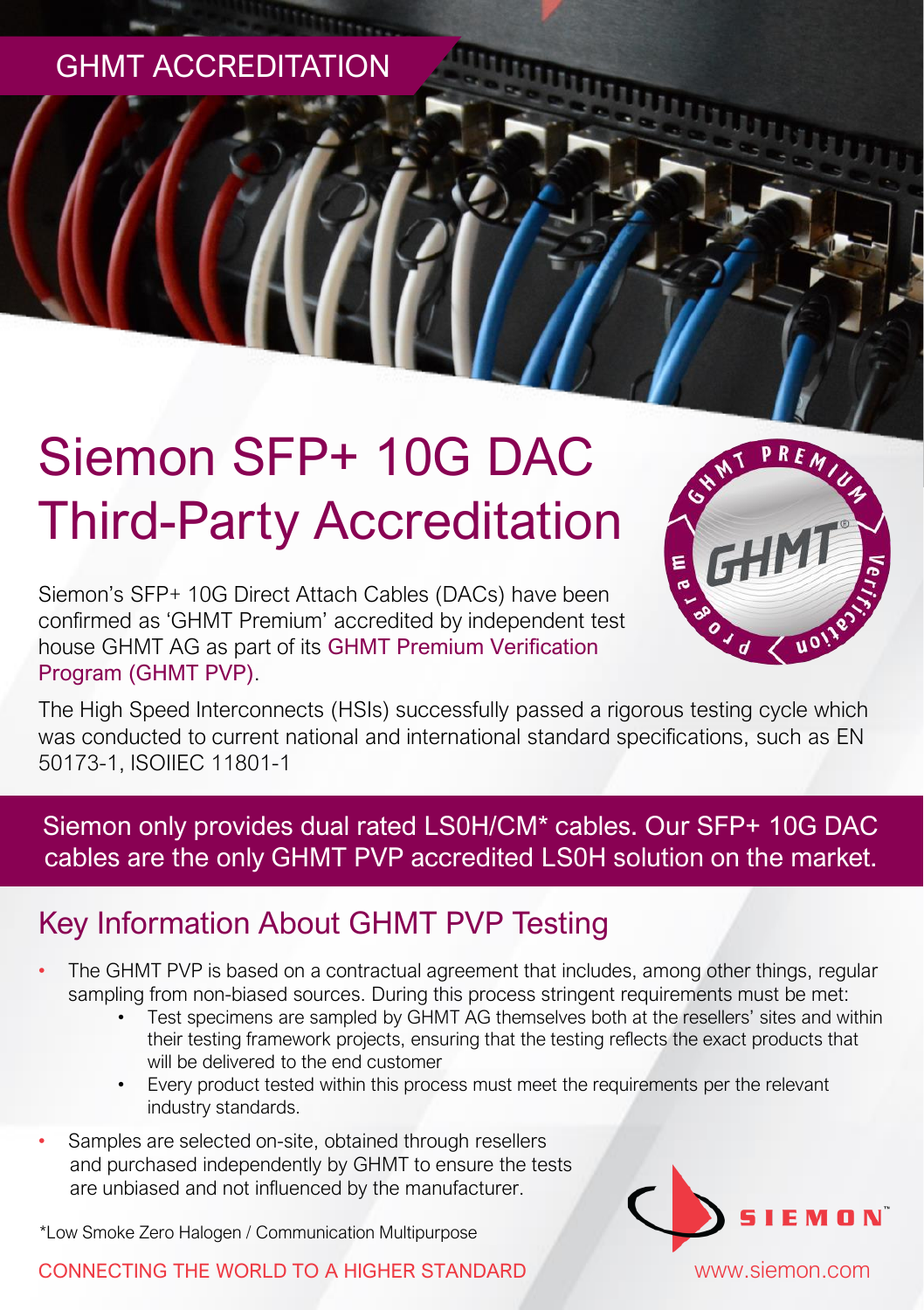GHMT ACCREDITATION

# Siemon SFP+ 10G DAC Third-Party Accreditation

Siemon's SFP+ 10G Direct Attach Cables (DACs) have been confirmed as 'GHMT Premium' accredited by independent test house GHMT AG as part of its GHMT Premium Verification Program (GHMT PVP).

The High Speed Interconnects (HSIs) successfully passed a rigorous testing cycle which was conducted to current national and international standard specifications, such as EN 50173-1, ISOIIEC 11801-1

**Siemon only provides dual rated LS0H/CM* cables. Our SFP+ 10G DAC cables are the only GHMT PVP accredited LS0H solution on the market.**

## Key Information About GHMT PVP Testing

- The GHMT PVP is based on a contractual agreement that includes, among other things, regular sampling from non-biased sources. During this process stringent requirements must be met:
  - Test specimens are sampled by GHMT AG themselves both at the resellers' sites and within their testing framework projects, ensuring that the testing reflects the exact products that will be delivered to the end customer
  - Every product tested within this process must meet the requirements per the relevant industry standards.
- Samples are selected on-site, obtained through resellers and purchased independently by GHMT to ensure the tests are unbiased and not influenced by the manufacturer.

*Low Smoke Zero Halogen / Communication Multipurpose

CONNECTING THE WORLD TO A HIGHER STANDARD

SIEMON

www.siemon.com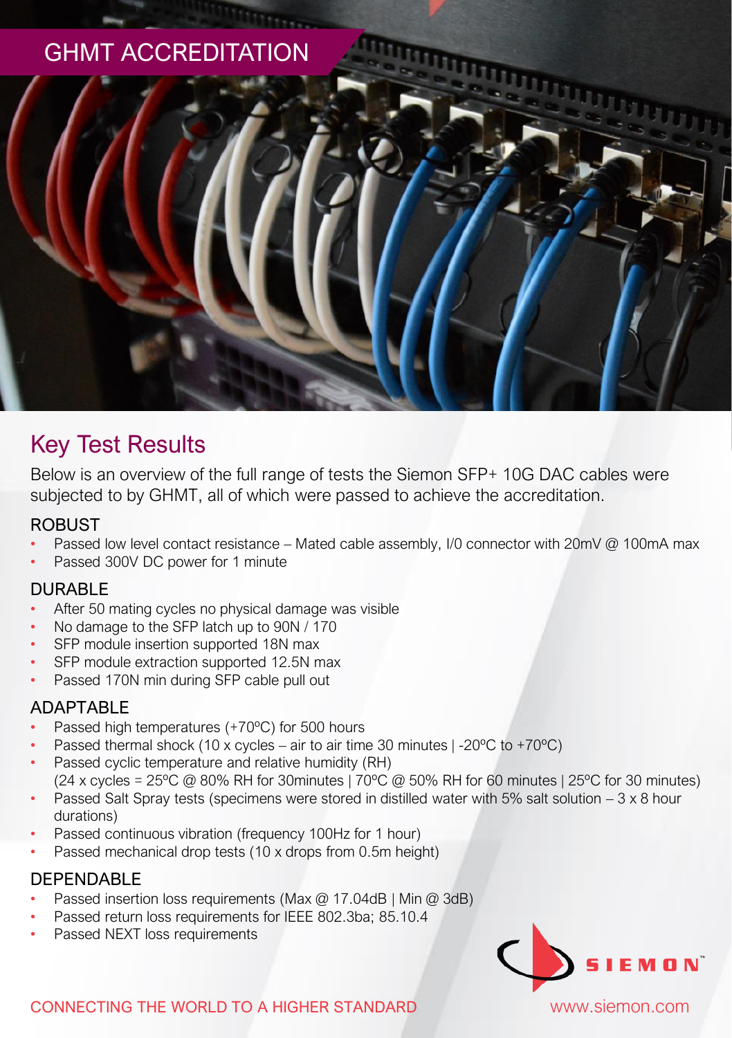# GHMT ACCREDITATION

## Key Test Results

Below is an overview of the full range of tests the Siemon SFP+ 10G DAC cables were subjected to by GHMT, all of which were passed to achieve the accreditation.

### ROBUST

- Passed low level contact resistance – Mated cable assembly, I/0 connector with 20mV @ 100mA max
- Passed 300V DC power for 1 minute

### DURABLE

- After 50 mating cycles no physical damage was visible
- No damage to the SFP latch up to 90N / 170
- SFP module insertion supported 18N max
- SFP module extraction supported 12.5N max
- Passed 170N min during SFP cable pull out

### ADAPTABLE

- Passed high temperatures (+70ºC) for 500 hours
- Passed thermal shock (10 x cycles – air to air time 30 minutes | -20ºC to +70ºC)
- Passed cyclic temperature and relative humidity (RH)
  (24 x cycles = 25ºC @ 80% RH for 30minutes | 70ºC @ 50% RH for 60 minutes | 25ºC for 30 minutes)
- Passed Salt Spray tests (specimens were stored in distilled water with 5% salt solution – 3 x 8 hour durations)
- Passed continuous vibration (frequency 100Hz for 1 hour)
- Passed mechanical drop tests (10 x drops from 0.5m height)

### DEPENDABLE

- Passed insertion loss requirements (Max @ 17.04dB | Min @ 3dB)
- Passed return loss requirements for IEEE 802.3ba; 85.10.4
- Passed NEXT loss requirements

SIEMON™

CONNECTING THE WORLD TO A HIGHER STANDARD

www.siemon.com